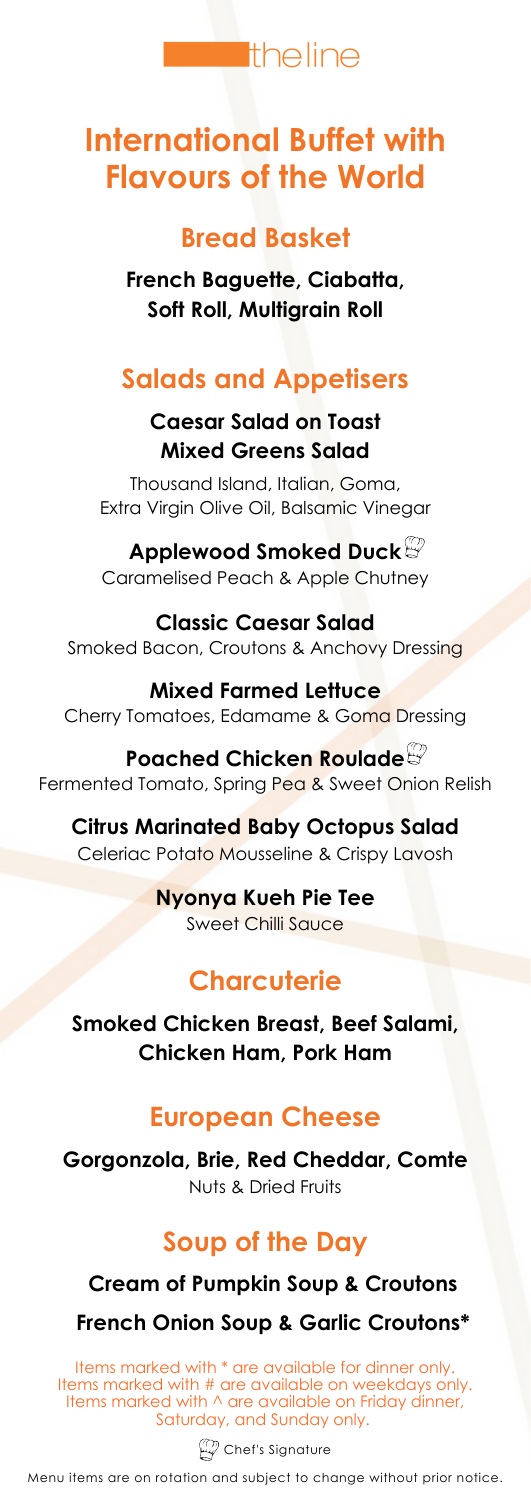theline

# International Buffet with Flavours of the World

## Bread Basket

**French Baguette, Ciabatta, Soft Roll, Multigrain Roll**

## Salads and Appetisers

**Caesar Salad on Toast**
**Mixed Greens Salad**

Thousand Island, Italian, Goma, Extra Virgin Olive Oil, Balsamic Vinegar

**Applewood Smoked Duck** 🍳
Caramelised Peach & Apple Chutney

**Classic Caesar Salad**
Smoked Bacon, Croutons & Anchovy Dressing

**Mixed Farmed Lettuce**
Cherry Tomatoes, Edamame & Goma Dressing

**Poached Chicken Roulade** 🍳
Fermented Tomato, Spring Pea & Sweet Onion Relish

**Citrus Marinated Baby Octopus Salad**
Celeriac Potato Mousseline & Crispy Lavosh

**Nyonya Kueh Pie Tee**
Sweet Chilli Sauce

## Charcuterie

**Smoked Chicken Breast, Beef Salami, Chicken Ham, Pork Ham**

## European Cheese

**Gorgonzola, Brie, Red Cheddar, Comte**
Nuts & Dried Fruits

## Soup of the Day

**Cream of Pumpkin Soup & Croutons**

**French Onion Soup & Garlic Croutons***

Items marked with * are available for dinner only.
Items marked with # are available on weekdays only.
Items marked with ^ are available on Friday dinner, Saturday, and Sunday only.

🍳 Chef's Signature

Menu items are on rotation and subject to change without prior notice.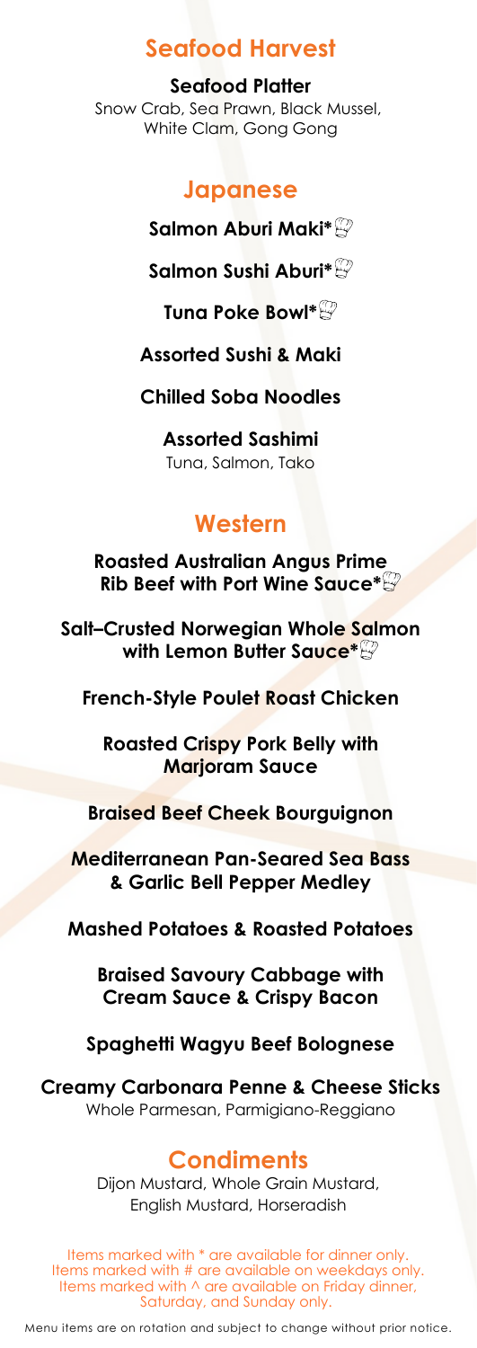## Seafood Harvest

**Seafood Platter**
Snow Crab, Sea Prawn, Black Mussel, White Clam, Gong Gong

## Japanese

**Salmon Aburi Maki***

**Salmon Sushi Aburi***

**Tuna Poke Bowl***

**Assorted Sushi & Maki**

**Chilled Soba Noodles**

**Assorted Sashimi**
Tuna, Salmon, Tako

## Western

**Roasted Australian Angus Prime Rib Beef with Port Wine Sauce***

**Salt–Crusted Norwegian Whole Salmon with Lemon Butter Sauce***

**French-Style Poulet Roast Chicken**

**Roasted Crispy Pork Belly with Marjoram Sauce**

**Braised Beef Cheek Bourguignon**

**Mediterranean Pan-Seared Sea Bass & Garlic Bell Pepper Medley**

**Mashed Potatoes & Roasted Potatoes**

**Braised Savoury Cabbage with Cream Sauce & Crispy Bacon**

**Spaghetti Wagyu Beef Bolognese**

**Creamy Carbonara Penne & Cheese Sticks**
Whole Parmesan, Parmigiano-Reggiano

## Condiments

Dijon Mustard, Whole Grain Mustard, English Mustard, Horseradish

Items marked with * are available for dinner only.
Items marked with # are available on weekdays only.
Items marked with ^ are available on Friday dinner, Saturday, and Sunday only.

Menu items are on rotation and subject to change without prior notice.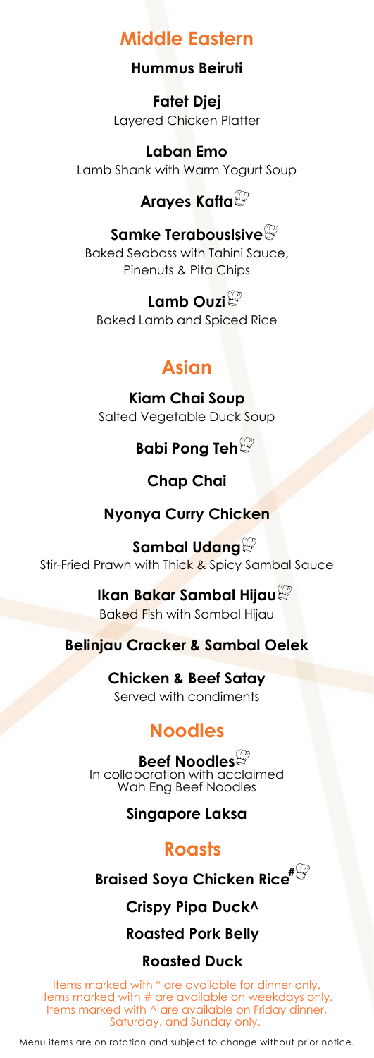## Middle Eastern

**Hummus Beiruti**

**Fatet Djej**
Layered Chicken Platter

**Laban Emo**
Lamb Shank with Warm Yogurt Soup

**Arayes Kafta**

**Samke Terabouslsive**
Baked Seabass with Tahini Sauce, Pinenuts & Pita Chips

**Lamb Ouzi**
Baked Lamb and Spiced Rice

## Asian

**Kiam Chai Soup**
Salted Vegetable Duck Soup

**Babi Pong Teh**

**Chap Chai**

**Nyonya Curry Chicken**

**Sambal Udang**
Stir-Fried Prawn with Thick & Spicy Sambal Sauce

**Ikan Bakar Sambal Hijau**
Baked Fish with Sambal Hijau

**Belinjau Cracker & Sambal Oelek**

**Chicken & Beef Satay**
Served with condiments

## Noodles

**Beef Noodles**
In collaboration with acclaimed Wah Eng Beef Noodles

**Singapore Laksa**

## Roasts

**Braised Soya Chicken Rice#**

**Crispy Pipa Duck^**

**Roasted Pork Belly**

**Roasted Duck**

Items marked with * are available for dinner only.
Items marked with # are available on weekdays only.
Items marked with ^ are available on Friday dinner, Saturday, and Sunday only.

Menu items are on rotation and subject to change without prior notice.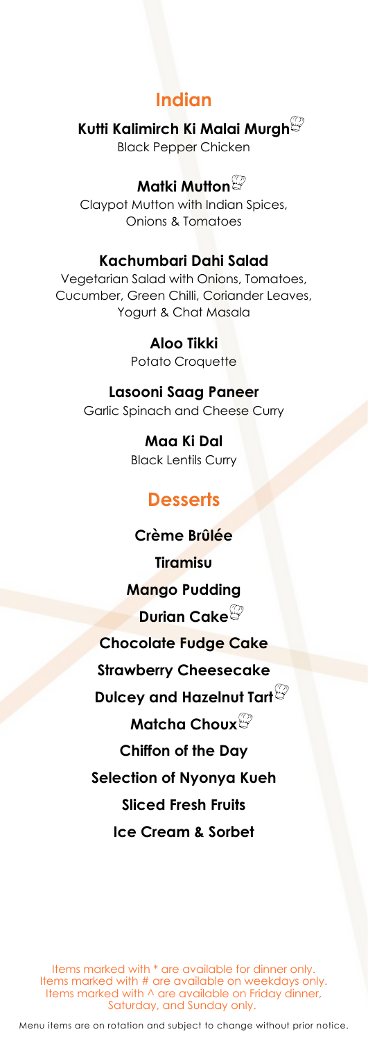## Indian

**Kutti Kalimirch Ki Malai Murgh**
Black Pepper Chicken

**Matki Mutton**
Claypot Mutton with Indian Spices, Onions & Tomatoes

**Kachumbari Dahi Salad**
Vegetarian Salad with Onions, Tomatoes, Cucumber, Green Chilli, Coriander Leaves, Yogurt & Chat Masala

**Aloo Tikki**
Potato Croquette

**Lasooni Saag Paneer**
Garlic Spinach and Cheese Curry

**Maa Ki Dal**
Black Lentils Curry

## Desserts

**Crème Brûlée**

**Tiramisu**

**Mango Pudding**

**Durian Cake**

**Chocolate Fudge Cake**

**Strawberry Cheesecake**

**Dulcey and Hazelnut Tart**

**Matcha Choux**

**Chiffon of the Day**

**Selection of Nyonya Kueh**

**Sliced Fresh Fruits**

**Ice Cream & Sorbet**

Items marked with * are available for dinner only.
Items marked with # are available on weekdays only.
Items marked with ^ are available on Friday dinner, Saturday, and Sunday only.

Menu items are on rotation and subject to change without prior notice.